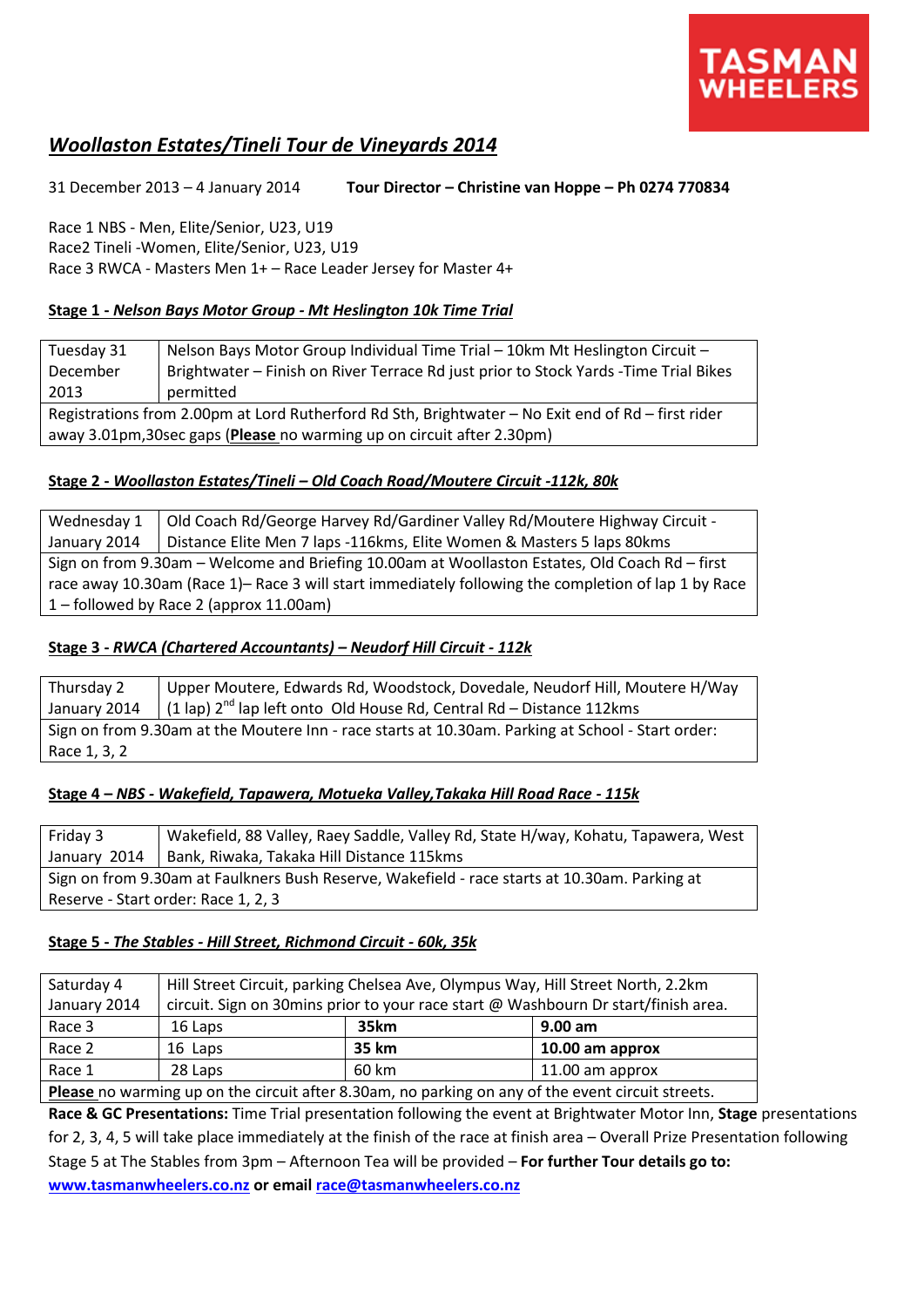TASMAN WHEELERS

## *Woollaston Estates/Tineli Tour de Vineyards 2014*

31 December 2013 – 4 January 2014 **Tour Director – Christine van Hoppe – Ph 0274 770834**

Race 1 NBS - Men, Elite/Senior, U23, U19
Race2 Tineli -Women, Elite/Senior, U23, U19
Race 3 RWCA - Masters Men 1+ – Race Leader Jersey for Master 4+

### Stage 1 - *Nelson Bays Motor Group - Mt Heslington 10k Time Trial*

| Tuesday 31 December 2013 | Nelson Bays Motor Group Individual Time Trial – 10km Mt Heslington Circuit – Brightwater – Finish on River Terrace Rd just prior to Stock Yards -Time Trial Bikes permitted |
|---|---|
| Registrations from 2.00pm at Lord Rutherford Rd Sth, Brightwater – No Exit end of Rd – first rider away 3.01pm,30sec gaps (**Please** no warming up on circuit after 2.30pm) | |

### Stage 2 - *Woollaston Estates/Tineli – Old Coach Road/Moutere Circuit -112k, 80k*

| Wednesday 1 January 2014 | Old Coach Rd/George Harvey Rd/Gardiner Valley Rd/Moutere Highway Circuit - Distance Elite Men 7 laps -116kms, Elite Women & Masters 5 laps 80kms |
|---|---|
| Sign on from 9.30am – Welcome and Briefing 10.00am at Woollaston Estates, Old Coach Rd – first race away 10.30am (Race 1)– Race 3 will start immediately following the completion of lap 1 by Race 1 – followed by Race 2 (approx 11.00am) | |

### Stage 3 - *RWCA (Chartered Accountants) – Neudorf Hill Circuit - 112k*

| Thursday 2 January 2014 | Upper Moutere, Edwards Rd, Woodstock, Dovedale, Neudorf Hill, Moutere H/Way (1 lap) 2nd lap left onto Old House Rd, Central Rd – Distance 112kms |
|---|---|
| Sign on from 9.30am at the Moutere Inn - race starts at 10.30am. Parking at School - Start order: Race 1, 3, 2 | |

### Stage 4 – *NBS - Wakefield, Tapawera, Motueka Valley,Takaka Hill Road Race - 115k*

| Friday 3 January 2014 | Wakefield, 88 Valley, Raey Saddle, Valley Rd, State H/way, Kohatu, Tapawera, West Bank, Riwaka, Takaka Hill Distance 115kms |
|---|---|
| Sign on from 9.30am at Faulkners Bush Reserve, Wakefield - race starts at 10.30am. Parking at Reserve - Start order: Race 1, 2, 3 | |

### Stage 5 - *The Stables - Hill Street, Richmond Circuit - 60k, 35k*

| Saturday 4 January 2014 | Hill Street Circuit, parking Chelsea Ave, Olympus Way, Hill Street North, 2.2km circuit. Sign on 30mins prior to your race start @ Washbourn Dr start/finish area. | | |
|---|---|---|---|
| Race 3 | 16 Laps | **35km** | **9.00 am** |
| Race 2 | 16 Laps | **35 km** | **10.00 am approx** |
| Race 1 | 28 Laps | 60 km | 11.00 am approx |
| **Please** no warming up on the circuit after 8.30am, no parking on any of the event circuit streets. | | | |

**Race & GC Presentations:** Time Trial presentation following the event at Brightwater Motor Inn, **Stage** presentations for 2, 3, 4, 5 will take place immediately at the finish of the race at finish area – Overall Prize Presentation following Stage 5 at The Stables from 3pm – Afternoon Tea will be provided – **For further Tour details go to: www.tasmanwheelers.co.nz or email race@tasmanwheelers.co.nz**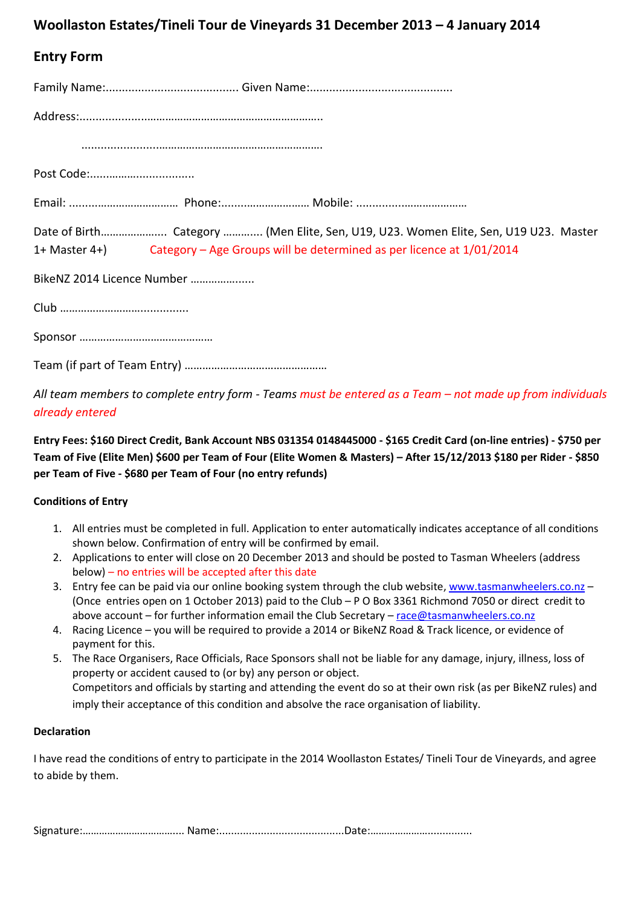## Woollaston Estates/Tineli Tour de Vineyards 31 December 2013 – 4 January 2014

## Entry Form

Family Name:........................................ Given Name:...........................................

Address:.......................................................................................

.......................................................................................

Post Code:................................

Email: .................................. Phone:............................ Mobile: ..................................

Date of Birth..................... Category ............ (Men Elite, Sen, U19, U23. Women Elite, Sen, U19 U23. Master 1+ Master 4+) Category – Age Groups will be determined as per licence at 1/01/2014

BikeNZ 2014 Licence Number ...................

Club ........................................

Sponsor ...........................................

Team (if part of Team Entry) ..............................................

*All team members to complete entry form - Teams must be entered as a Team – not made up from individuals already entered*

**Entry Fees: $160 Direct Credit, Bank Account NBS 031354 0148445000 - $165 Credit Card (on-line entries) - $750 per Team of Five (Elite Men) $600 per Team of Four (Elite Women & Masters) – After 15/12/2013 $180 per Rider - $850 per Team of Five - $680 per Team of Four (no entry refunds)**

**Conditions of Entry**

1. All entries must be completed in full. Application to enter automatically indicates acceptance of all conditions shown below. Confirmation of entry will be confirmed by email.
2. Applications to enter will close on 20 December 2013 and should be posted to Tasman Wheelers (address below) – no entries will be accepted after this date
3. Entry fee can be paid via our online booking system through the club website, www.tasmanwheelers.co.nz – (Once entries open on 1 October 2013) paid to the Club – P O Box 3361 Richmond 7050 or direct credit to above account – for further information email the Club Secretary – race@tasmanwheelers.co.nz
4. Racing Licence – you will be required to provide a 2014 or BikeNZ Road & Track licence, or evidence of payment for this.
5. The Race Organisers, Race Officials, Race Sponsors shall not be liable for any damage, injury, illness, loss of property or accident caused to (or by) any person or object.
   Competitors and officials by starting and attending the event do so at their own risk (as per BikeNZ rules) and imply their acceptance of this condition and absolve the race organisation of liability.

**Declaration**

I have read the conditions of entry to participate in the 2014 Woollaston Estates/ Tineli Tour de Vineyards, and agree to abide by them.

Signature:.................................... Name:.........................................Date:...................................